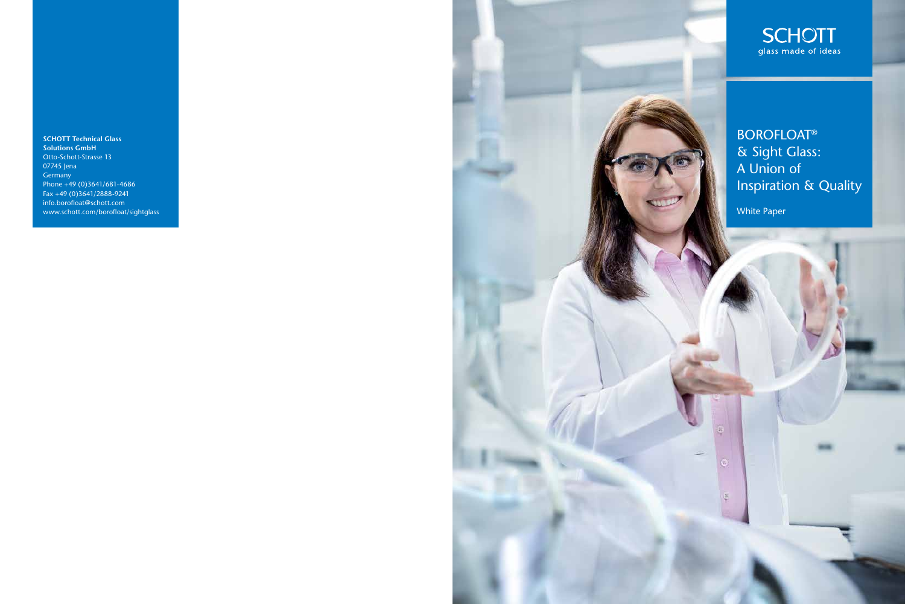**SCHOTT Technical Glass Solutions GmbH**
Otto-Schott-Strasse 13
07745 Jena
Germany
Phone +49 (0)3641/681-4686
Fax +49 (0)3641/2888-9241
info.borofloat@schott.com
www.schott.com/borofloat/sightglass

SCHOTT
glass made of ideas

# BOROFLOAT® & Sight Glass: A Union of Inspiration & Quality

White Paper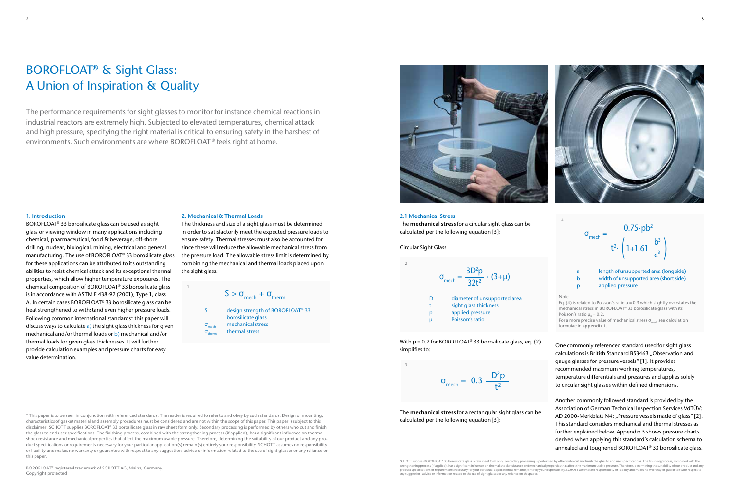# BOROFLOAT® & Sight Glass: A Union of Inspiration & Quality

The performance requirements for sight glasses to monitor for instance chemical reactions in industrial reactors are extremely high. Subjected to elevated temperatures, chemical attack and high pressure, specifying the right material is critical to ensuring safety in the harshest of environments. Such environments are where BOROFLOAT® feels right at home.

### 1. Introduction

BOROFLOAT® 33 borosilicate glass can be used as sight glass or viewing window in many applications including chemical, pharmaceutical, food & beverage, off-shore drilling, nuclear, biological, mining, electrical and general manufacturing. The use of BOROFLOAT® 33 borosilicate glass for these applications can be attributed to its outstanding abilities to resist chemical attack and its exceptional thermal properties, which allow higher temperature exposures. The chemical composition of BOROFLOAT® 33 borosilicate glass is in accordance with ASTM E 438-92 (2001), Type 1, class A. In certain cases BOROFLOAT® 33 borosilicate glass can be heat strengthened to withstand even higher pressure loads. Following common international standards* this paper will discuss ways to calculate a) the sight glass thickness for given mechanical and/or thermal loads or b) mechanical and/or thermal loads for given glass thicknesses. It will further provide calculation examples and pressure charts for easy value determination.

### 2. Mechanical & Thermal Loads

The thickness and size of a sight glass must be determined in order to satisfactorily meet the expected pressure loads to ensure safety. Thermal stresses must also be accounted for since these will reduce the allowable mechanical stress from the pressure load. The allowable stress limit is determined by combining the mechanical and thermal loads placed upon the sight glass.

$$S > \sigma_{mech} + \sigma_{therm} \tag{1}$$

| | |
|---|---|
| $S$ | design strength of BOROFLOAT® 33 borosilicate glass |
| $\sigma_{mech}$ | mechanical stress |
| $\sigma_{therm}$ | thermal stress |

### 2.1 Mechanical Stress

The **mechanical stress** for a circular sight glass can be calculated per the following equation [3]:

Circular Sight Glass

$$\sigma_{mech} = \frac{3D^2p}{32t^2} \cdot (3+\mu) \tag{2}$$

| | |
|---|---|
| $D$ | diameter of unsupported area |
| $t$ | sight glass thickness |
| $p$ | applied pressure |
| $\mu$ | Poisson's ratio |

With $\mu = 0.2$ for BOROFLOAT® 33 borosilicate glass, eq. (2) simplifies to:

$$\sigma_{mech} = 0.3\ \frac{D^2p}{t^2} \tag{3}$$

The **mechanical stress** for a rectangular sight glass can be calculated per the following equation [3]:

$$\sigma_{mech} = \frac{0.75 \cdot pb^2}{t^2 \cdot \left(1 + 1.61\ \frac{b^3}{a^3}\right)} \tag{4}$$

| | |
|---|---|
| $a$ | length of unsupported area (long side) |
| $b$ | width of unsupported area (short side) |
| $p$ | applied pressure |

Note
Eq. (4) is related to Poisson's ratio $\mu = 0.3$ which slightly overstates the mechanical stress in BOROFLOAT® 33 borosilicate glass with its Poisson's ratio $\mu_B = 0.2$.
For a more precise value of mechanical stress $\sigma_{mech}$ see calculation formulae in **appendix 1**.

One commonly referenced standard used for sight glass calculations is British Standard BS3463 „Observation and gauge glasses for pressure vessels" [1]. It provides recommended maximum working temperatures, temperature differentials and pressures and applies solely to circular sight glasses within defined dimensions.

Another commonly followed standard is provided by the Association of German Technical Inspection Services VdTÜV: AD 2000-Merkblatt N4: „Pressure vessels made of glass" [2]. This standard considers mechanical and thermal stresses as further explained below. Appendix 3 shows pressure charts derived when applying this standard's calculation schema to annealed and toughened BOROFLOAT® 33 borosilicate glass.

\* This paper is to be seen in conjunction with referenced standards. The reader is required to refer to and obey by such standards. Design of mounting, characteristics of gasket material and assembly procedures must be considered and are not within the scope of this paper. This paper is subject to this disclaimer: SCHOTT supplies BOROFLOAT® 33 borosilicate glass in raw sheet form only. Secondary processing is performed by others who cut and finish the glass to end user specifications. The finishing process, combined with the strengthening process (if applied), has a significant influence on thermal shock resistance and mechanical properties that affect the maximum usable pressure. Therefore, determining the suitability of our product and any product specifications or requirements necessary for your particular application(s) remain(s) entirely your responsibility. SCHOTT assumes no responsibility or liability and makes no warranty or guarantee with respect to any suggestion, advice or information related to the use of sight glasses or any reliance on this paper.

BOROFLOAT® registered trademark of SCHOTT AG, Mainz, Germany.
Copyright protected

SCHOTT supplies BOROFLOAT® 33 borosilicate glass in raw sheet form only. Secondary processing is performed by others who cut and finish the glass to end user specifications. The finishing process, combined with the strengthening process (if applied), has a significant influence on thermal shock resistance and mechanical properties that affect the maximum usable pressure. Therefore, determining the suitability of our product and any product specifications or requirements necessary for your particular application(s) remain(s) entirely your responsibility. SCHOTT assumes no responsibility or liability and makes no warranty or guarantee with respect to any suggestion, advice or information related to the use of sight glass or any reliance on this paper.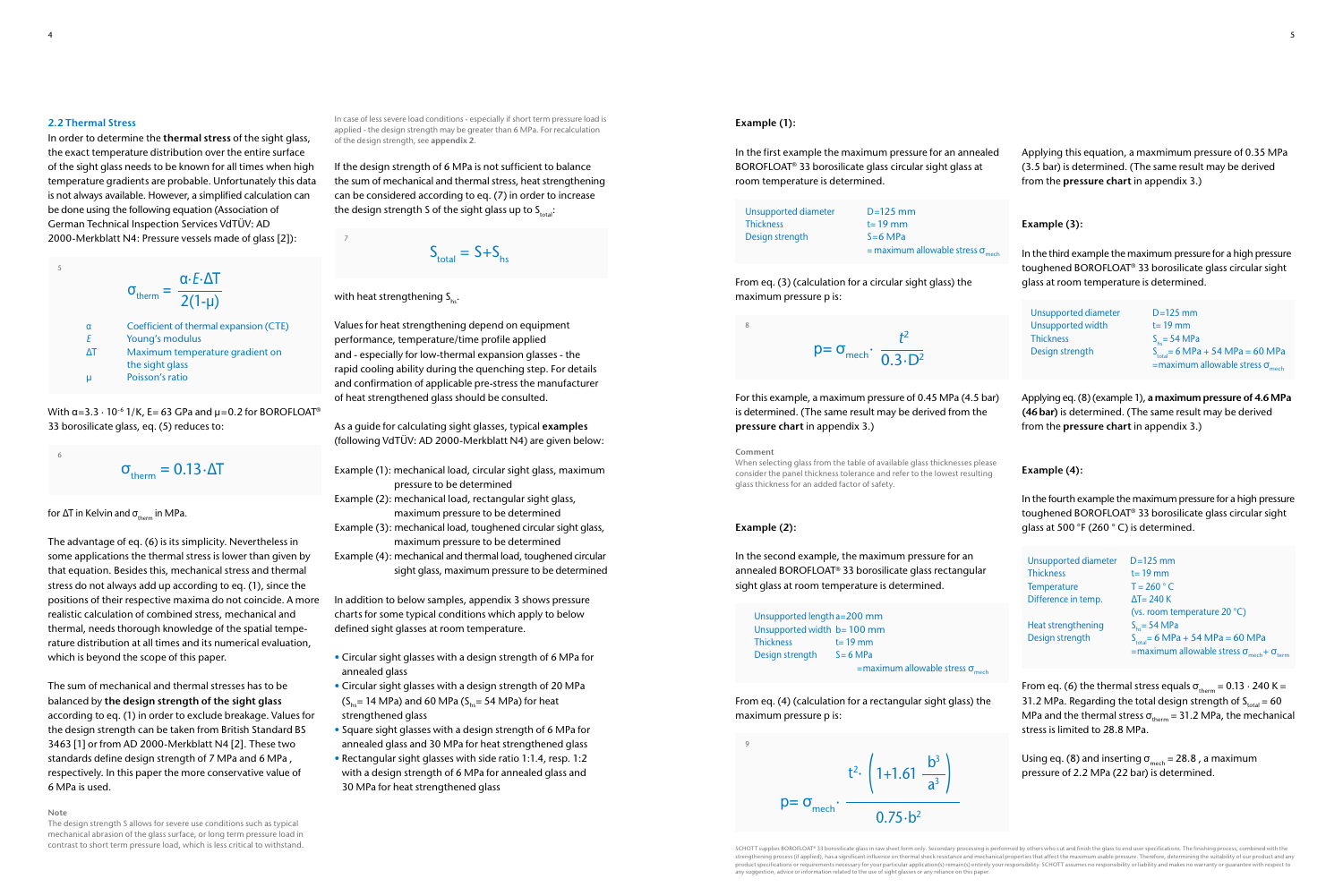## 2.2 Thermal Stress

In order to determine the **thermal stress** of the sight glass, the exact temperature distribution over the entire surface of the sight glass needs to be known for all times when high temperature gradients are probable. Unfortunately this data is not always available. However, a simplified calculation can be done using the following equation (Association of German Technical Inspection Services VdTÜV: AD 2000-Merkblatt N4: Pressure vessels made of glass [2]):

5

$$\sigma_{therm} = \frac{\alpha \cdot E \cdot \Delta T}{2(1-\mu)}$$

| | |
|---|---|
| $\alpha$ | Coefficient of thermal expansion (CTE) |
| $E$ | Young's modulus |
| $\Delta T$ | Maximum temperature gradient on the sight glass |
| $\mu$ | Poisson's ratio |

With $\alpha = 3.3 \cdot 10^{-6}$ 1/K, E= 63 GPa and $\mu = 0.2$ for BOROFLOAT® 33 borosilicate glass, eq. (5) reduces to:

6

$$\sigma_{therm} = 0.13 \cdot \Delta T$$

for $\Delta T$ in Kelvin and $\sigma_{therm}$ in MPa.

The advantage of eq. (6) is its simplicity. Nevertheless in some applications the thermal stress is lower than given by that equation. Besides this, mechanical stress and thermal stress do not always add up according to eq. (1), since the positions of their respective maxima do not coincide. A more realistic calculation of combined stress, mechanical and thermal, needs thorough knowledge of the spatial temperature distribution at all times and its numerical evaluation, which is beyond the scope of this paper.

The sum of mechanical and thermal stresses has to be balanced by **the design strength of the sight glass** according to eq. (1) in order to exclude breakage. Values for the design strength can be taken from British Standard BS 3463 [1] or from AD 2000-Merkblatt N4 [2]. These two standards define design strength of 7 MPa and 6 MPa , respectively. In this paper the more conservative value of 6 MPa is used.

**Note**
The design strength S allows for severe use conditions such as typical mechanical abrasion of the glass surface, or long term pressure load in contrast to short term pressure load, which is less critical to withstand.

In case of less severe load conditions - especially if short term pressure load is applied - the design strength may be greater than 6 MPa. For recalculation of the design strength, see **appendix 2**.

If the design strength of 6 MPa is not sufficient to balance the sum of mechanical and thermal stress, heat strengthening can be considered according to eq. (7) in order to increase the design strength S of the sight glass up to $S_{total}$:

7

$$S_{total} = S + S_{hs}$$

with heat strengthening $S_{hs}$.

Values for heat strengthening depend on equipment performance, temperature/time profile applied and - especially for low-thermal expansion glasses - the rapid cooling ability during the quenching step. For details and confirmation of applicable pre-stress the manufacturer of heat strengthened glass should be consulted.

As a guide for calculating sight glasses, typical **examples** (following VdTÜV: AD 2000-Merkblatt N4) are given below:

- Example (1): mechanical load, circular sight glass, maximum pressure to be determined
- Example (2): mechanical load, rectangular sight glass, maximum pressure to be determined
- Example (3): mechanical load, toughened circular sight glass, maximum pressure to be determined
- Example (4): mechanical and thermal load, toughened circular sight glass, maximum pressure to be determined

In addition to below samples, appendix 3 shows pressure charts for some typical conditions which apply to below defined sight glasses at room temperature.

- Circular sight glasses with a design strength of 6 MPa for annealed glass
- Circular sight glasses with a design strength of 20 MPa ($S_{hs}$= 14 MPa) and 60 MPa ($S_{hs}$= 54 MPa) for heat strengthened glass
- Square sight glasses with a design strength of 6 MPa for annealed glass and 30 MPa for heat strengthened glass
- Rectangular sight glasses with side ratio 1:1.4, resp. 1:2 with a design strength of 6 MPa for annealed glass and 30 MPa for heat strengthened glass

**Example (1):**

In the first example the maximum pressure for an annealed BOROFLOAT® 33 borosilicate glass circular sight glass at room temperature is determined.

| | |
|---|---|
| Unsupported diameter | D=125 mm |
| Thickness | t= 19 mm |
| Design strength | S=6 MPa |
| | = maximum allowable stress $\sigma_{mech}$ |

From eq. (3) (calculation for a circular sight glass) the maximum pressure p is:

8

$$p = \sigma_{mech} \cdot \frac{t^2}{0.3 \cdot D^2}$$

For this example, a maximum pressure of 0.45 MPa (4.5 bar) is determined. (The same result may be derived from the **pressure chart** in appendix 3.)

**Comment**
When selecting glass from the table of available glass thicknesses please consider the panel thickness tolerance and refer to the lowest resulting glass thickness for an added factor of safety.

**Example (2):**

In the second example, the maximum pressure for an annealed BOROFLOAT® 33 borosilicate glass rectangular sight glass at room temperature is determined.

| | |
|---|---|
| Unsupported length | a=200 mm |
| Unsupported width | b= 100 mm |
| Thickness | t= 19 mm |
| Design strength | S= 6 MPa |
| | =maximum allowable stress $\sigma_{mech}$ |

From eq. (4) (calculation for a rectangular sight glass) the maximum pressure p is:

9

$$p = \sigma_{mech} \cdot \frac{t^2 \cdot \left(1 + 1.61 \, \frac{b^3}{a^3}\right)}{0.75 \cdot b^2}$$

Applying this equation, a maxmimum pressure of 0.35 MPa (3.5 bar) is determined. (The same result may be derived from the **pressure chart** in appendix 3.)

**Example (3):**

In the third example the maximum pressure for a high pressure toughened BOROFLOAT® 33 borosilicate glass circular sight glass at room temperature is determined.

| | |
|---|---|
| Unsupported diameter | D=125 mm |
| Unsupported width | t= 19 mm |
| Thickness | $S_{hs}$ = 54 MPa |
| Design strength | $S_{total}$ = 6 MPa + 54 MPa = 60 MPa |
| | =maximum allowable stress $\sigma_{mech}$ |

Applying eq. (8) (example 1), **a maximum pressure of 4.6 MPa (46 bar)** is determined. (The same result may be derived from the **pressure chart** in appendix 3.)

**Example (4):**

In the fourth example the maximum pressure for a high pressure toughened BOROFLOAT® 33 borosilicate glass circular sight glass at 500 °F (260 ° C) is determined.

| | |
|---|---|
| Unsupported diameter | D=125 mm |
| Thickness | t= 19 mm |
| Temperature | T = 260 ° C |
| Difference in temp. | $\Delta T$= 240 K |
| | (vs. room temperature 20 °C) |
| Heat strengthening | $S_{hs}$ = 54 MPa |
| Design strength | $S_{total}$ = 6 MPa + 54 MPa = 60 MPa |
| | =maximum allowable stress $\sigma_{mech} + \sigma_{therm}$ |

From eq. (6) the thermal stress equals $\sigma_{therm} = 0.13 \cdot 240$ K = 31.2 MPa. Regarding the total design strength of $S_{total}$ = 60 MPa and the thermal stress $\sigma_{therm}$ = 31.2 MPa, the mechanical stress is limited to 28.8 MPa.

Using eq. (8) and inserting $\sigma_{mech}$ = 28.8 , a maximum pressure of 2.2 MPa (22 bar) is determined.

SCHOTT supplies BOROFLOAT® 33 borosilicate glass in raw sheet form only. Secondary processing is performed by others who cut and finish the glass to end user specifications. The finishing process, combined with the strengthening process (if applied), has a significant influence on thermal shock resistance and mechanical properties that affect the maximum usable pressure. Therefore, determining the suitability of our product and any product specifications or requirements necessary for your particular application(s) remain(s) entirely your responsibility. SCHOTT assumes no responsibility or liability and makes no warranty or guarantee with respect to any suggestion, advice or information related to the use of sight glasses or any reliance on this paper.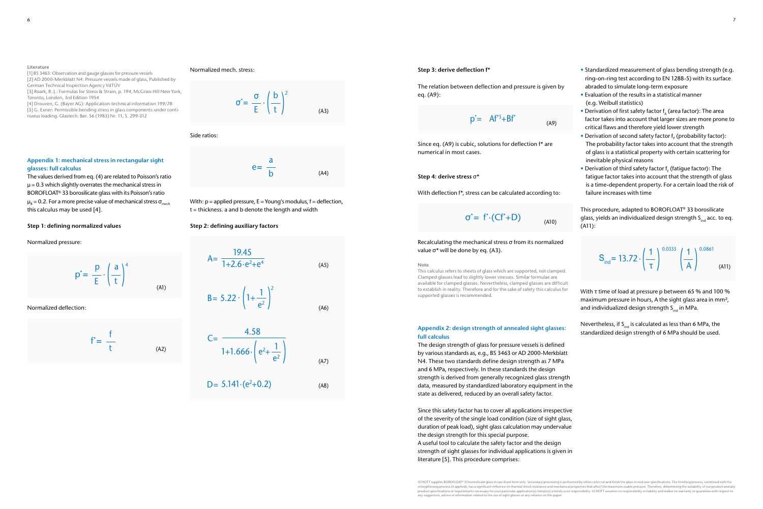**Literature**

[1] BS 3463: Observation and gauge glasses for pressure vessels
[2] AD 2000-Merkblatt N4: Pressure vessels made of glass, Published by German Technical Inspection Agency VdTÜV
[3] Roark, R. J.: Formulas for Stress & Strain, p. 194, McGraw Hill New York, Toronto, London, 3rd Edition 1954
[4] Drouven, G. (Bayer AG): Application-technical information 199/78
[5] G. Exner: Permissible bending stress in glass components under continuous loading. Glastech. Ber. 56 (1983) Nr. 11, S. 299-312

## Appendix 1: mechanical stress in rectangular sight glasses: full calculus

The values derived from eq. (4) are related to Poisson's ratio $\mu = 0.3$ which slightly overrates the mechanical stress in BOROFLOAT® 33 borosilicate glass with its Poisson's ratio $\mu_B = 0.2$. For a more precise value of mechanical stress $\sigma_{mech}$ this calculus may be used [4].

### Step 1: defining normalized values

Normalized pressure:

$$p^* = \frac{p}{E} \cdot \left(\frac{a}{t}\right)^4 \qquad \text{(A1)}$$

Normalized deflection:

$$f^* = \frac{f}{t} \qquad \text{(A2)}$$

Normalized mech. stress:

$$\sigma^* = \frac{\sigma}{E} \cdot \left(\frac{b}{t}\right)^2 \qquad \text{(A3)}$$

Side ratios:

$$e = \frac{a}{b} \qquad \text{(A4)}$$

With: p = applied pressure, E = Young's modulus, f = deflection, t = thickness. a and b denote the length and width

### Step 2: defining auxiliary factors

$$A = \frac{19.45}{1+2.6 \cdot e^2 + e^4} \qquad \text{(A5)}$$

$$B = 5.22 \cdot \left(1 + \frac{1}{e^2}\right)^2 \qquad \text{(A6)}$$

$$C = \frac{4.58}{1+1.666 \cdot \left(e^2 + \frac{1}{e^2}\right)} \qquad \text{(A7)}$$

$$D = 5.141 \cdot (e^2 + 0.2) \qquad \text{(A8)}$$

### Step 3: derive deflection f*

The relation between deflection and pressure is given by eq. (A9):

$$p^* = Af^{*3} + Bf^* \qquad \text{(A9)}$$

Since eq. (A9) is cubic, solutions for deflection f* are numerical in most cases.

### Step 4: derive stress σ*

With deflection f*, stress can be calculated according to:

$$\sigma^* = f^* \cdot (Cf^* + D) \qquad \text{(A10)}$$

Recalculating the mechanical stress σ from its normalized value σ* will be done by eq. (A3).

**Note**

This calculus refers to sheets of glass which are supported, not clamped. Clamped glasses lead to slightly lower stresses. Similar formulae are available for clamped glasses. Nevertheless, clamped glasses are difficult to establish in reality. Therefore and for the sake of safety this calculus for supported glasses is recommended.

## Appendix 2: design strength of annealed sight glasses: full calculus

The design strength of glass for pressure vessels is defined by various standards as, e.g., BS 3463 or AD 2000-Merkblatt N4. These two standards define design strength as 7 MPa and 6 MPa, respectively. In these standards the design strength is derived from generally recognized glass strength data, measured by standardized laboratory equipment in the state as delivered, reduced by an overall safety factor.

Since this safety factor has to cover all applications irrespective of the severity of the single load condition (size of sight glass, duration of peak load), sight glass calculation may undervalue the design strength for this special purpose.
A useful tool to calculate the safety factor and the design strength of sight glasses for individual applications is given in literature [5]. This procedure comprises:

- Standardized measurement of glass bending strength (e.g. ring-on-ring test according to EN 1288-5) with its surface abraded to simulate long-term exposure
- Evaluation of the results in a statistical manner (e.g. Weibull statistics)
- Derivation of first safety factor $f_A$ (area factor): The area factor takes into account that larger sizes are more prone to critical flaws and therefore yield lower strength
- Derivation of second safety factor $f_P$ (probability factor): The probability factor takes into account that the strength of glass is a statistical property with certain scattering for inevitable physical reasons
- Derivation of third safety factor $f_F$ (fatigue factor): The fatigue factor takes into account that the strength of glass is a time-dependent property. For a certain load the risk of failure increases with time

This procedure, adapted to BOROFLOAT® 33 borosilicate glass, yields an individualized design strength $S_{ind}$ acc. to eq. (A11):

$$S_{ind} = 13.72 \cdot \left(\frac{1}{\tau}\right)^{0.0333} \left(\frac{1}{A}\right)^{0.0861} \qquad \text{(A11)}$$

With τ time of load at pressure p between 65 % and 100 % maximum pressure in hours, A the sight glass area in mm², and individualized design strength $S_{ind}$ in MPa.

Nevertheless, if $S_{ind}$ is calculated as less than 6 MPa, the standardized design strength of 6 MPa should be used.

SCHOTT supplies BOROFLOAT® 33 borosilicate glass in raw sheet form only. Secondary processing is performed by others who cut and finish the glass to end user specifications. The finishing process, combined with the strengthening process (if applied), has a significant influence on thermal shock resistance and mechanical properties that affect the maximum usable pressure. Therefore, determining the suitability of our product and any product specifications or requirements necessary for your particular application(s) remain(s) entirely your responsibility. SCHOTT assumes no responsibility or liability and makes no warranty or guarantee with respect to any suggestion, advice or information related to the use of sight glasses or any reliance on this paper.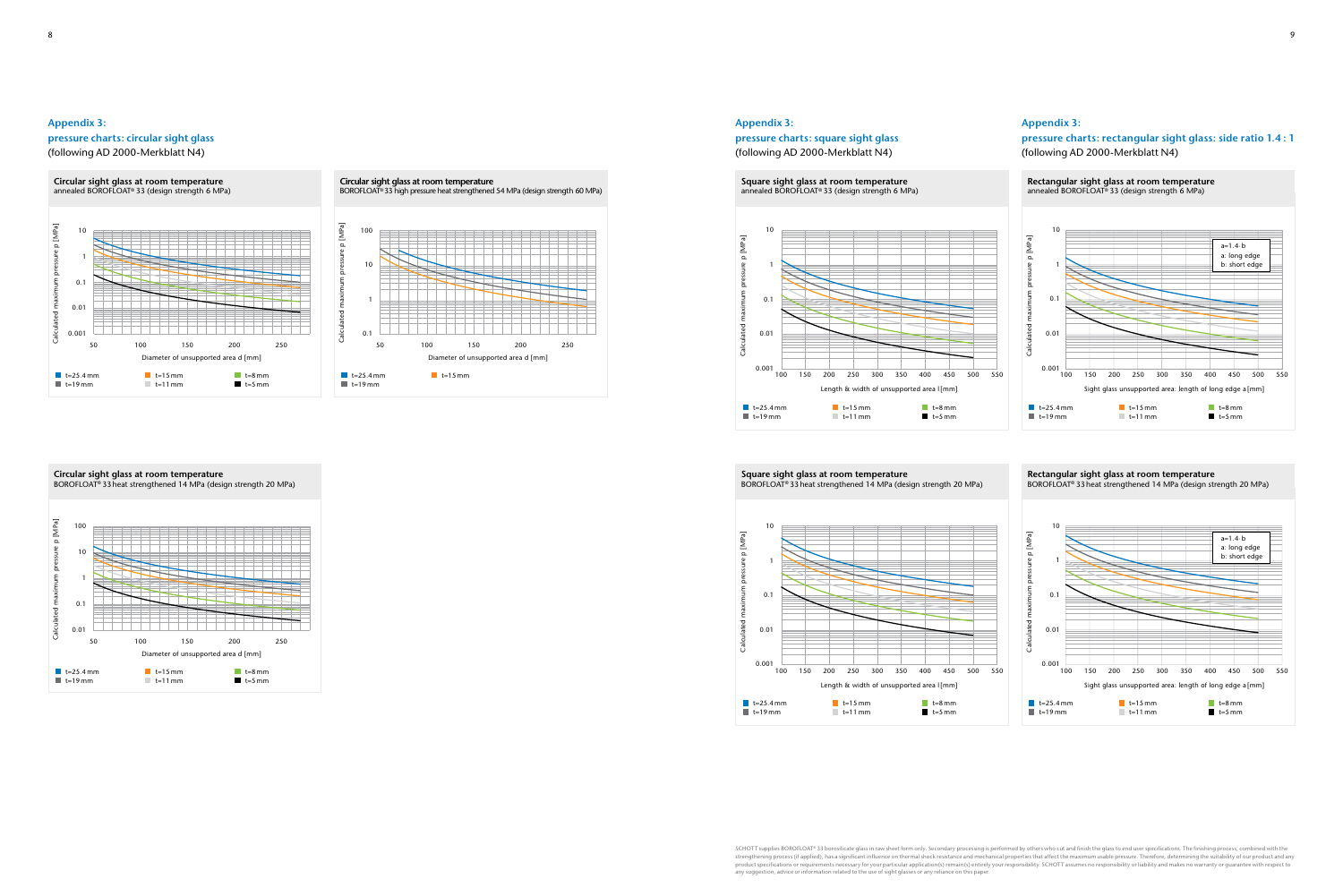## Appendix 3:

### pressure charts: circular sight glass

(following AD 2000-Merkblatt N4)

**Circular sight glass at room temperature**
annealed BOROFLOAT® 33 (design strength 6 MPa)

Calculated maximum pressure p [MPa]: 0.001 – 10
Diameter of unsupported area d [mm]: 50 – 250

t=25.4 mm, t=15 mm, t=8 mm, t=19 mm, t=11 mm, t=5 mm

**Circular sight glass at room temperature**
BOROFLOAT® 33 high pressure heat strengthened 54 MPa (design strength 60 MPa)

Calculated maximum pressure p [MPa]: 0.1 – 100
Diameter of unsupported area d [mm]: 50 – 250

t=25.4 mm, t=15 mm, t=19 mm

**Circular sight glass at room temperature**
BOROFLOAT® 33 heat strengthened 14 MPa (design strength 20 MPa)

Calculated maximum pressure p [MPa]: 0.01 – 100
Diameter of unsupported area d [mm]: 50 – 250

t=25.4 mm, t=15 mm, t=8 mm, t=19 mm, t=11 mm, t=5 mm

## Appendix 3:

### pressure charts: square sight glass

(following AD 2000-Merkblatt N4)

**Square sight glass at room temperature**
annealed BOROFLOAT® 33 (design strength 6 MPa)

Calculated maximum pressure p [MPa]: 0.001 – 10
Length & width of unsupported area l [mm]: 100 – 550

t=25.4 mm, t=15 mm, t=8 mm, t=19 mm, t=11 mm, t=5 mm

**Square sight glass at room temperature**
BOROFLOAT® 33 heat strengthened 14 MPa (design strength 20 MPa)

Calculated maximum pressure p [MPa]: 0.001 – 10
Length & width of unsupported area l [mm]: 100 – 550

t=25.4 mm, t=15 mm, t=8 mm, t=19 mm, t=11 mm, t=5 mm

## Appendix 3:

### pressure charts: rectangular sight glass: side ratio 1.4 : 1

(following AD 2000-Merkblatt N4)

**Rectangular sight glass at room temperature**
annealed BOROFLOAT® 33 (design strength 6 MPa)

a=1.4·b
a: long edge
b: short edge

Calculated maximum pressure p [MPa]: 0.001 – 10
Sight glass unsupported area: length of long edge a [mm]: 100 – 550

t=25.4 mm, t=15 mm, t=8 mm, t=19 mm, t=11 mm, t=5 mm

**Rectangular sight glass at room temperature**
BOROFLOAT® 33 heat strengthened 14 MPa (design strength 20 MPa)

a=1.4·b
a: long edge
b: short edge

Calculated maximum pressure p [MPa]: 0.001 – 10
Sight glass unsupported area: length of long edge a [mm]: 100 – 550

t=25.4 mm, t=15 mm, t=8 mm, t=19 mm, t=11 mm, t=5 mm

SCHOTT supplies BOROFLOAT® 33 borosilicate glass in raw sheet form only. Secondary processing is performed by others who cut and finish the glass to end user specifications. The finishing process, combined with the strengthening process (if applied), has a significant influence on thermal shock resistance and mechanical properties that affect the maximum usable pressure. Therefore, determining the suitability of our product and any product specifications or requirements necessary for your particular application(s) remain(s) entirely your responsibility. SCHOTT assumes no responsibility or liability and makes no warranty or guarantee with respect to any suggestion, advice or information related to the use of sight glasses or any reliance on this paper.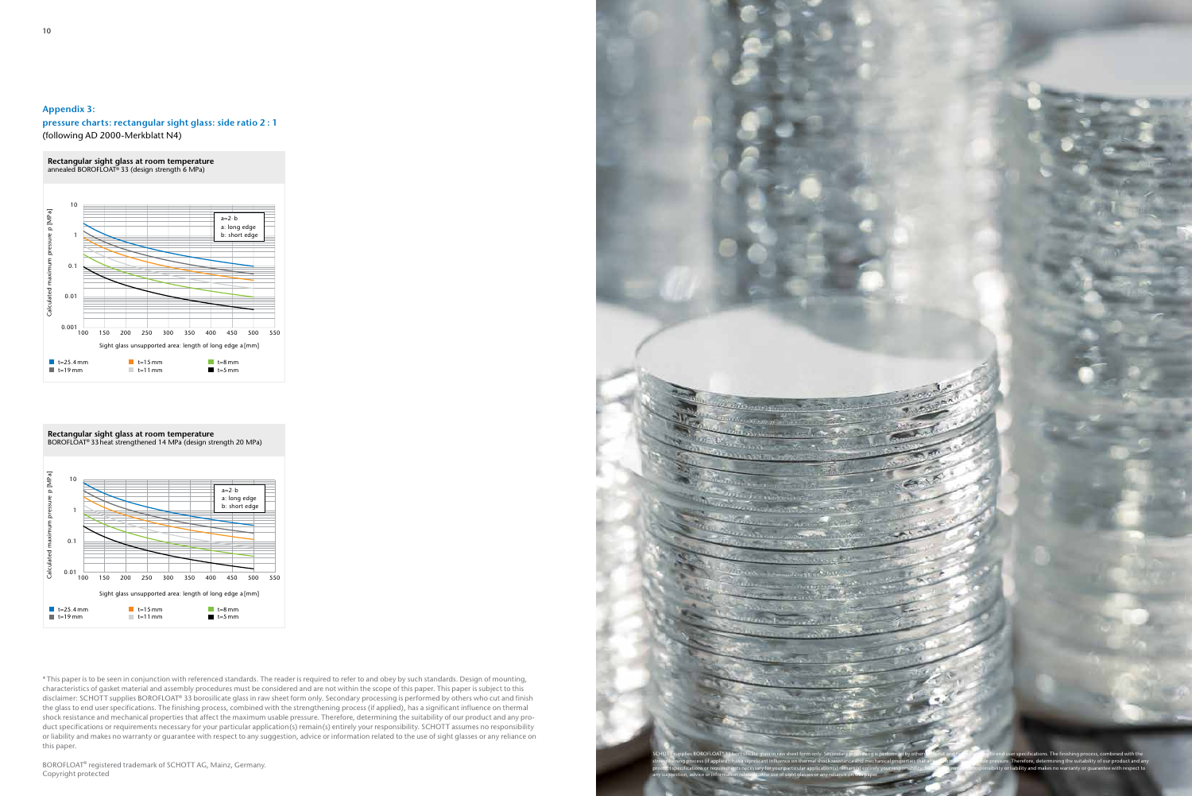## Appendix 3:

## pressure charts: rectangular sight glass: side ratio 2 : 1

(following AD 2000-Merkblatt N4)

**Rectangular sight glass at room temperature**
annealed BOROFLOAT® 33 (design strength 6 MPa)

Calculated maximum pressure p [MPa]

10
1
0.1
0.01
0.001

100 150 200 250 300 350 400 450 500 550

Sight glass unsupported area: length of long edge a [mm]

a=2· b
a: long edge
b: short edge

t=25.4 mm
t=19 mm
t=15 mm
t=11 mm
t=8 mm
t=5 mm

**Rectangular sight glass at room temperature**
BOROFLOAT® 33 heat strengthened 14 MPa (design strength 20 MPa)

Calculated maximum pressure p [MPa]

10
1
0.1
0.01

100 150 200 250 300 350 400 450 500 550

Sight glass unsupported area: length of long edge a [mm]

a=2· b
a: long edge
b: short edge

t=25.4 mm
t=19 mm
t=15 mm
t=11 mm
t=8 mm
t=5 mm

* This paper is to be seen in conjunction with referenced standards. The reader is required to refer to and obey by such standards. Design of mounting, characteristics of gasket material and assembly procedures must be considered and are not within the scope of this paper. This paper is subject to this disclaimer: SCHOTT supplies BOROFLOAT® 33 borosilicate glass in raw sheet form only. Secondary processing is performed by others who cut and finish the glass to end user specifications. The finishing process, combined with the strengthening process (if applied), has a significant influence on thermal shock resistance and mechanical properties that affect the maximum usable pressure. Therefore, determining the suitability of our product and any product specifications or requirements necessary for your particular application(s) remain(s) entirely your responsibility. SCHOTT assumes no responsibility or liability and makes no warranty or guarantee with respect to any suggestion, advice or information related to the use of sight glasses or any reliance on this paper.

BOROFLOAT® registered trademark of SCHOTT AG, Mainz, Germany.
Copyright protected